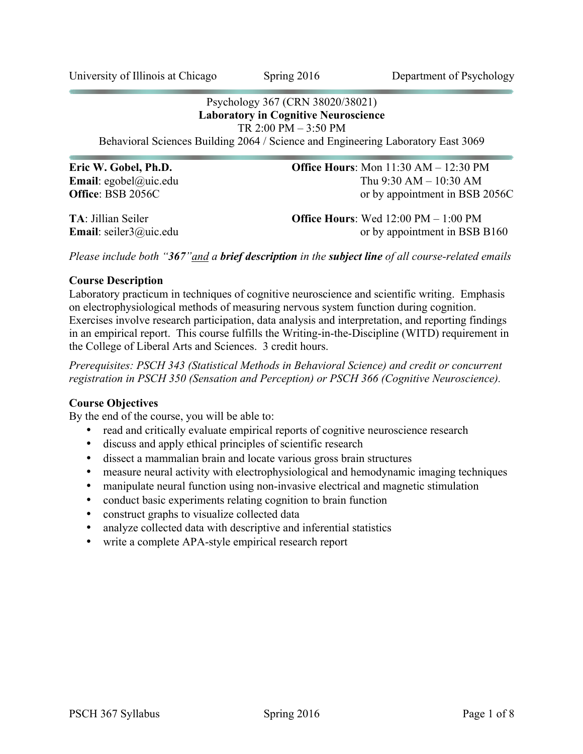University of Illinois at Chicago | Spring 2016 | Department of Psychology

Psychology 367 (CRN 38020/38021)

**Laboratory in Cognitive Neuroscience**

TR 2:00 PM – 3:50 PM

Behavioral Sciences Building 2064 / Science and Engineering Laboratory East 3069

**Eric W. Gobel, Ph.D.**
**Email**: egobel@uic.edu
**Office**: BSB 2056C

**Office Hours**: Mon 11:30 AM – 12:30 PM
Thu 9:30 AM – 10:30 AM
or by appointment in BSB 2056C

**TA**: Jillian Seiler
**Email**: seiler3@uic.edu

**Office Hours**: Wed 12:00 PM – 1:00 PM
or by appointment in BSB B160

*Please include both "**367**" and a **brief description** in the **subject line** of all course-related emails*

**Course Description**

Laboratory practicum in techniques of cognitive neuroscience and scientific writing. Emphasis on electrophysiological methods of measuring nervous system function during cognition. Exercises involve research participation, data analysis and interpretation, and reporting findings in an empirical report. This course fulfills the Writing-in-the-Discipline (WITD) requirement in the College of Liberal Arts and Sciences. 3 credit hours.

*Prerequisites: PSCH 343 (Statistical Methods in Behavioral Science) and credit or concurrent registration in PSCH 350 (Sensation and Perception) or PSCH 366 (Cognitive Neuroscience).*

**Course Objectives**

By the end of the course, you will be able to:

- read and critically evaluate empirical reports of cognitive neuroscience research
- discuss and apply ethical principles of scientific research
- dissect a mammalian brain and locate various gross brain structures
- measure neural activity with electrophysiological and hemodynamic imaging techniques
- manipulate neural function using non-invasive electrical and magnetic stimulation
- conduct basic experiments relating cognition to brain function
- construct graphs to visualize collected data
- analyze collected data with descriptive and inferential statistics
- write a complete APA-style empirical research report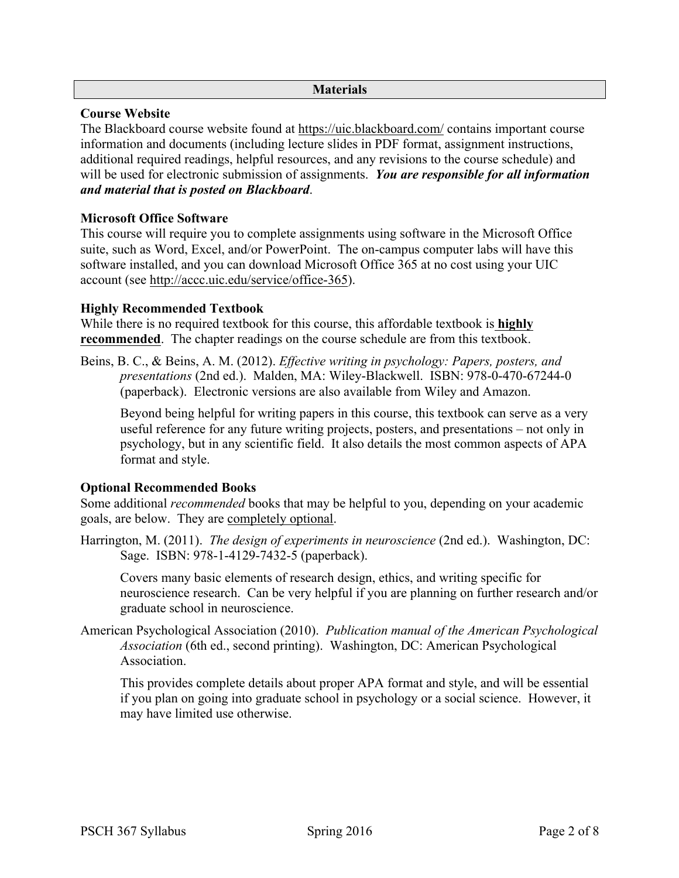## Materials

### Course Website

The Blackboard course website found at https://uic.blackboard.com/ contains important course information and documents (including lecture slides in PDF format, assignment instructions, additional required readings, helpful resources, and any revisions to the course schedule) and will be used for electronic submission of assignments. ***You are responsible for all information and material that is posted on Blackboard***.

### Microsoft Office Software

This course will require you to complete assignments using software in the Microsoft Office suite, such as Word, Excel, and/or PowerPoint. The on-campus computer labs will have this software installed, and you can download Microsoft Office 365 at no cost using your UIC account (see http://accc.uic.edu/service/office-365).

### Highly Recommended Textbook

While there is no required textbook for this course, this affordable textbook is **highly recommended**. The chapter readings on the course schedule are from this textbook.

Beins, B. C., & Beins, A. M. (2012). *Effective writing in psychology: Papers, posters, and presentations* (2nd ed.). Malden, MA: Wiley-Blackwell. ISBN: 978-0-470-67244-0 (paperback). Electronic versions are also available from Wiley and Amazon.

> Beyond being helpful for writing papers in this course, this textbook can serve as a very useful reference for any future writing projects, posters, and presentations – not only in psychology, but in any scientific field. It also details the most common aspects of APA format and style.

### Optional Recommended Books

Some additional *recommended* books that may be helpful to you, depending on your academic goals, are below. They are completely optional.

Harrington, M. (2011). *The design of experiments in neuroscience* (2nd ed.). Washington, DC: Sage. ISBN: 978-1-4129-7432-5 (paperback).

> Covers many basic elements of research design, ethics, and writing specific for neuroscience research. Can be very helpful if you are planning on further research and/or graduate school in neuroscience.

American Psychological Association (2010). *Publication manual of the American Psychological Association* (6th ed., second printing). Washington, DC: American Psychological Association.

> This provides complete details about proper APA format and style, and will be essential if you plan on going into graduate school in psychology or a social science. However, it may have limited use otherwise.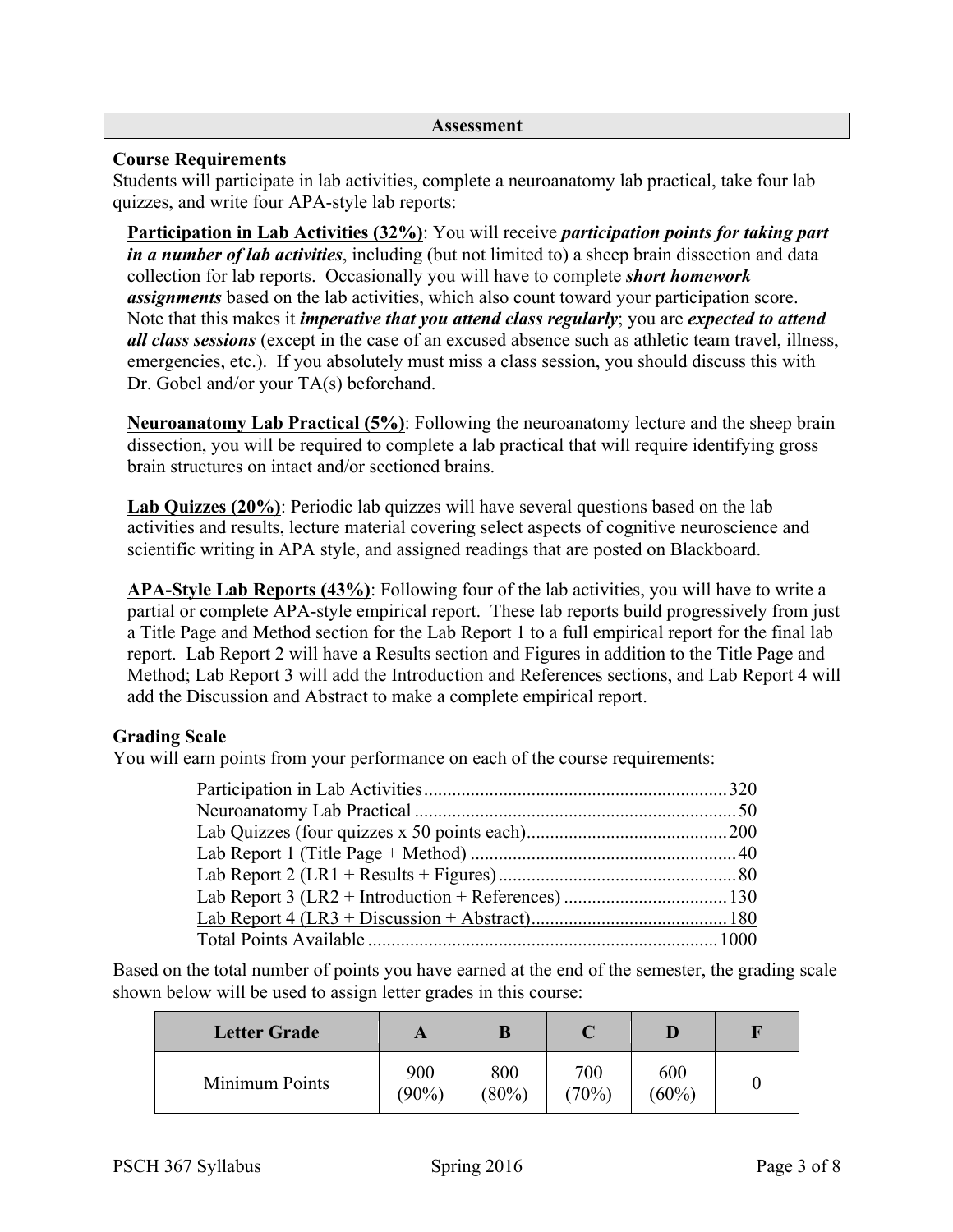## Assessment

### Course Requirements

Students will participate in lab activities, complete a neuroanatomy lab practical, take four lab quizzes, and write four APA-style lab reports:

**Participation in Lab Activities (32%)**: You will receive ***participation points for taking part in a number of lab activities***, including (but not limited to) a sheep brain dissection and data collection for lab reports. Occasionally you will have to complete ***short homework assignments*** based on the lab activities, which also count toward your participation score. Note that this makes it ***imperative that you attend class regularly***; you are ***expected to attend all class sessions*** (except in the case of an excused absence such as athletic team travel, illness, emergencies, etc.). If you absolutely must miss a class session, you should discuss this with Dr. Gobel and/or your TA(s) beforehand.

**Neuroanatomy Lab Practical (5%)**: Following the neuroanatomy lecture and the sheep brain dissection, you will be required to complete a lab practical that will require identifying gross brain structures on intact and/or sectioned brains.

**Lab Quizzes (20%)**: Periodic lab quizzes will have several questions based on the lab activities and results, lecture material covering select aspects of cognitive neuroscience and scientific writing in APA style, and assigned readings that are posted on Blackboard.

**APA-Style Lab Reports (43%)**: Following four of the lab activities, you will have to write a partial or complete APA-style empirical report. These lab reports build progressively from just a Title Page and Method section for the Lab Report 1 to a full empirical report for the final lab report. Lab Report 2 will have a Results section and Figures in addition to the Title Page and Method; Lab Report 3 will add the Introduction and References sections, and Lab Report 4 will add the Discussion and Abstract to make a complete empirical report.

### Grading Scale

You will earn points from your performance on each of the course requirements:

| Requirement | Points |
|---|---|
| Participation in Lab Activities | 320 |
| Neuroanatomy Lab Practical | 50 |
| Lab Quizzes (four quizzes x 50 points each) | 200 |
| Lab Report 1 (Title Page + Method) | 40 |
| Lab Report 2 (LR1 + Results + Figures) | 80 |
| Lab Report 3 (LR2 + Introduction + References) | 130 |
| Lab Report 4 (LR3 + Discussion + Abstract) | 180 |
| Total Points Available | 1000 |

Based on the total number of points you have earned at the end of the semester, the grading scale shown below will be used to assign letter grades in this course:

| Letter Grade | A | B | C | D | F |
|---|---|---|---|---|---|
| Minimum Points | 900 (90%) | 800 (80%) | 700 (70%) | 600 (60%) | 0 |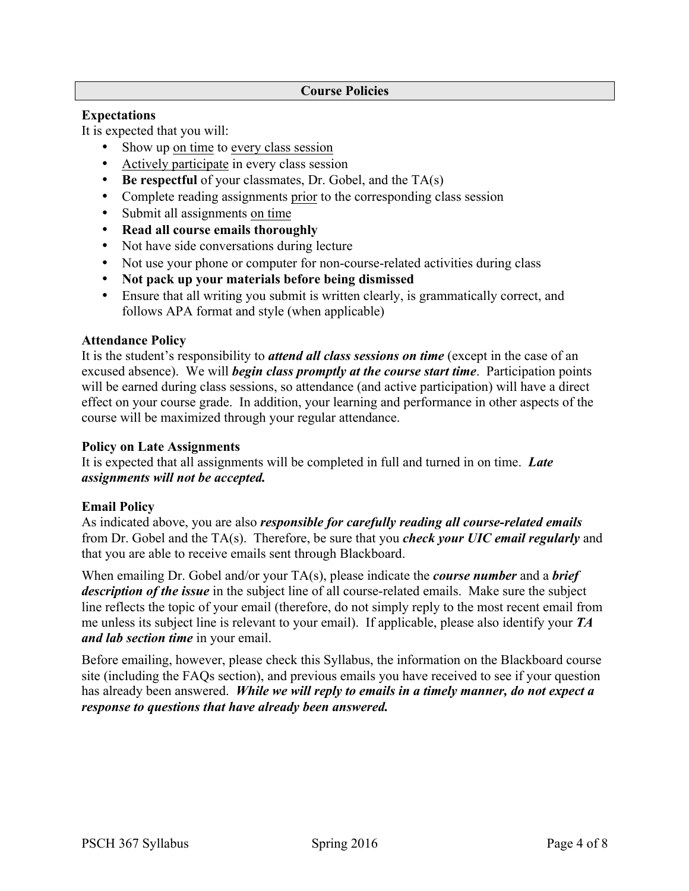## Course Policies

### Expectations

It is expected that you will:

- Show up <u>on time</u> to <u>every class session</u>
- <u>Actively participate</u> in every class session
- **Be respectful** of your classmates, Dr. Gobel, and the TA(s)
- Complete reading assignments <u>prior</u> to the corresponding class session
- Submit all assignments <u>on time</u>
- **Read all course emails thoroughly**
- Not have side conversations during lecture
- Not use your phone or computer for non-course-related activities during class
- **Not pack up your materials before being dismissed**
- Ensure that all writing you submit is written clearly, is grammatically correct, and follows APA format and style (when applicable)

### Attendance Policy

It is the student's responsibility to ***attend all class sessions on time*** (except in the case of an excused absence). We will ***begin class promptly at the course start time***. Participation points will be earned during class sessions, so attendance (and active participation) will have a direct effect on your course grade. In addition, your learning and performance in other aspects of the course will be maximized through your regular attendance.

### Policy on Late Assignments

It is expected that all assignments will be completed in full and turned in on time. ***Late assignments will not be accepted.***

### Email Policy

As indicated above, you are also ***responsible for carefully reading all course-related emails*** from Dr. Gobel and the TA(s). Therefore, be sure that you ***check your UIC email regularly*** and that you are able to receive emails sent through Blackboard.

When emailing Dr. Gobel and/or your TA(s), please indicate the ***course number*** and a ***brief description of the issue*** in the subject line of all course-related emails. Make sure the subject line reflects the topic of your email (therefore, do not simply reply to the most recent email from me unless its subject line is relevant to your email). If applicable, please also identify your ***TA and lab section time*** in your email.

Before emailing, however, please check this Syllabus, the information on the Blackboard course site (including the FAQs section), and previous emails you have received to see if your question has already been answered. ***While we will reply to emails in a timely manner, do not expect a response to questions that have already been answered.***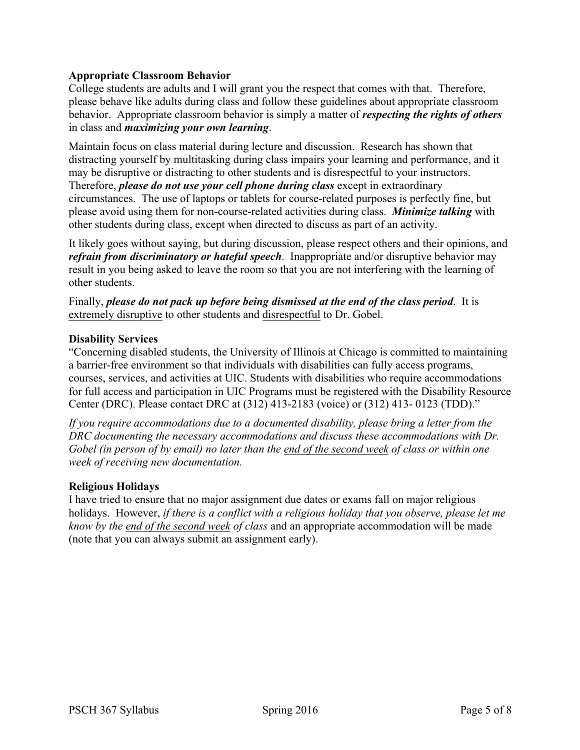### Appropriate Classroom Behavior

College students are adults and I will grant you the respect that comes with that. Therefore, please behave like adults during class and follow these guidelines about appropriate classroom behavior. Appropriate classroom behavior is simply a matter of ***respecting the rights of others*** in class and ***maximizing your own learning***.

Maintain focus on class material during lecture and discussion. Research has shown that distracting yourself by multitasking during class impairs your learning and performance, and it may be disruptive or distracting to other students and is disrespectful to your instructors. Therefore, ***please do not use your cell phone during class*** except in extraordinary circumstances. The use of laptops or tablets for course-related purposes is perfectly fine, but please avoid using them for non-course-related activities during class. ***Minimize talking*** with other students during class, except when directed to discuss as part of an activity.

It likely goes without saying, but during discussion, please respect others and their opinions, and ***refrain from discriminatory or hateful speech***. Inappropriate and/or disruptive behavior may result in you being asked to leave the room so that you are not interfering with the learning of other students.

Finally, ***please do not pack up before being dismissed at the end of the class period***. It is <u>extremely disruptive</u> to other students and <u>disrespectful</u> to Dr. Gobel.

### Disability Services

"Concerning disabled students, the University of Illinois at Chicago is committed to maintaining a barrier-free environment so that individuals with disabilities can fully access programs, courses, services, and activities at UIC. Students with disabilities who require accommodations for full access and participation in UIC Programs must be registered with the Disability Resource Center (DRC). Please contact DRC at (312) 413-2183 (voice) or (312) 413- 0123 (TDD)."

*If you require accommodations due to a documented disability, please bring a letter from the DRC documenting the necessary accommodations and discuss these accommodations with Dr. Gobel (in person of by email) no later than the <u>end of the second week</u> of class or within one week of receiving new documentation.*

### Religious Holidays

I have tried to ensure that no major assignment due dates or exams fall on major religious holidays. However, *if there is a conflict with a religious holiday that you observe, please let me know by the <u>end of the second week</u> of class* and an appropriate accommodation will be made (note that you can always submit an assignment early).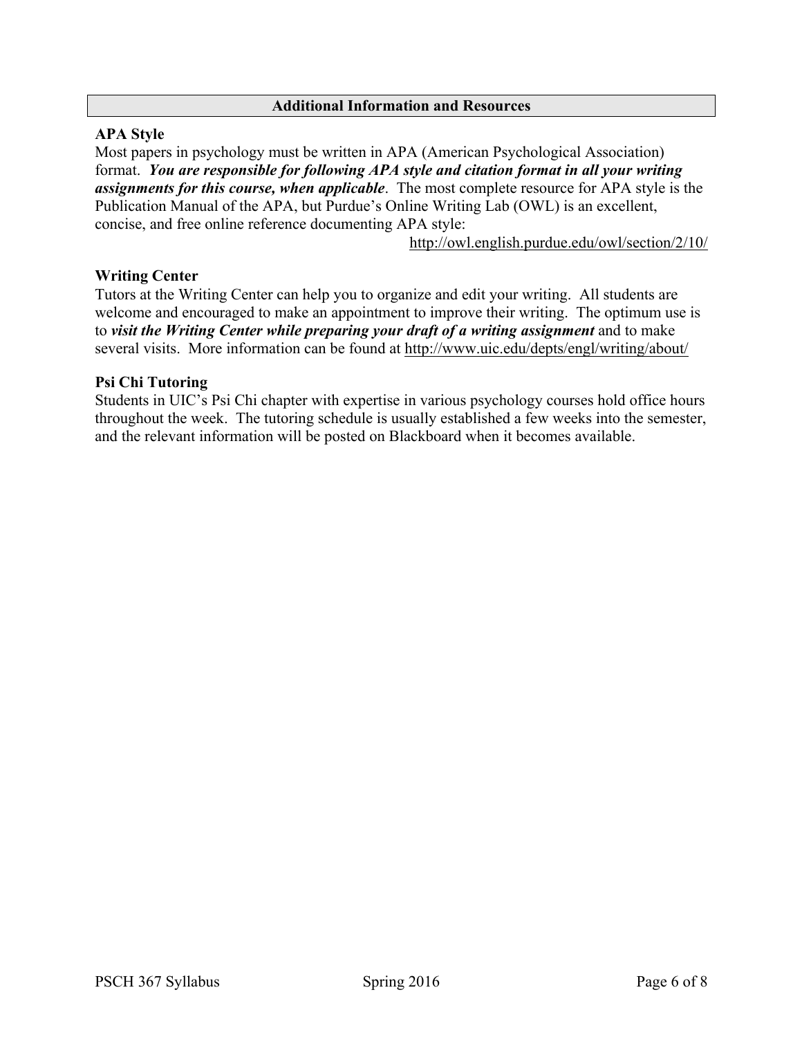## Additional Information and Resources

### APA Style

Most papers in psychology must be written in APA (American Psychological Association) format. ***You are responsible for following APA style and citation format in all your writing assignments for this course, when applicable***. The most complete resource for APA style is the Publication Manual of the APA, but Purdue's Online Writing Lab (OWL) is an excellent, concise, and free online reference documenting APA style:

http://owl.english.purdue.edu/owl/section/2/10/

### Writing Center

Tutors at the Writing Center can help you to organize and edit your writing. All students are welcome and encouraged to make an appointment to improve their writing. The optimum use is to ***visit the Writing Center while preparing your draft of a writing assignment*** and to make several visits. More information can be found at http://www.uic.edu/depts/engl/writing/about/

### Psi Chi Tutoring

Students in UIC's Psi Chi chapter with expertise in various psychology courses hold office hours throughout the week. The tutoring schedule is usually established a few weeks into the semester, and the relevant information will be posted on Blackboard when it becomes available.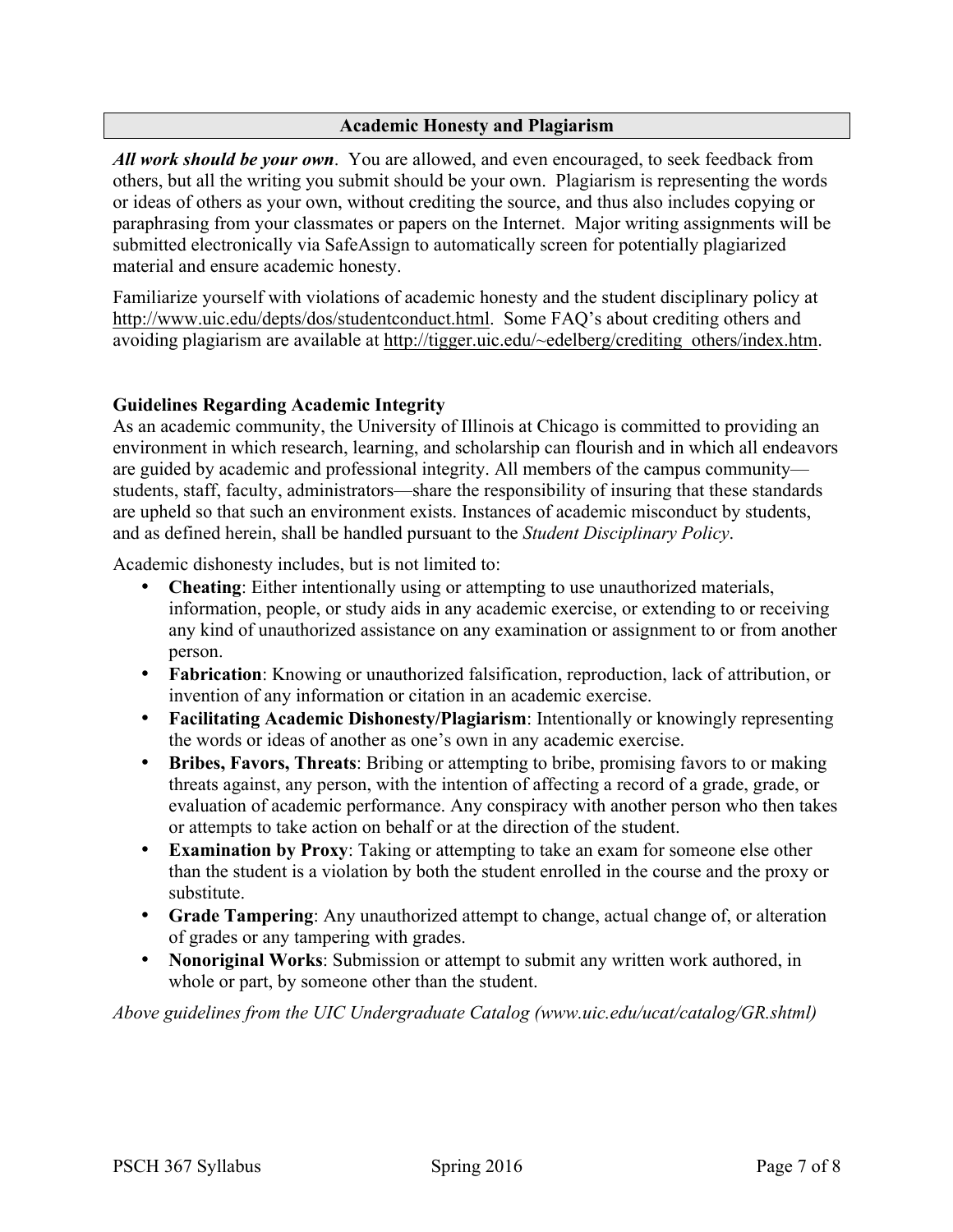## Academic Honesty and Plagiarism

***All work should be your own***. You are allowed, and even encouraged, to seek feedback from others, but all the writing you submit should be your own. Plagiarism is representing the words or ideas of others as your own, without crediting the source, and thus also includes copying or paraphrasing from your classmates or papers on the Internet. Major writing assignments will be submitted electronically via SafeAssign to automatically screen for potentially plagiarized material and ensure academic honesty.

Familiarize yourself with violations of academic honesty and the student disciplinary policy at http://www.uic.edu/depts/dos/studentconduct.html. Some FAQ's about crediting others and avoiding plagiarism are available at http://tigger.uic.edu/~edelberg/crediting_others/index.htm.

### Guidelines Regarding Academic Integrity

As an academic community, the University of Illinois at Chicago is committed to providing an environment in which research, learning, and scholarship can flourish and in which all endeavors are guided by academic and professional integrity. All members of the campus community—students, staff, faculty, administrators—share the responsibility of insuring that these standards are upheld so that such an environment exists. Instances of academic misconduct by students, and as defined herein, shall be handled pursuant to the *Student Disciplinary Policy*.

Academic dishonesty includes, but is not limited to:

- **Cheating**: Either intentionally using or attempting to use unauthorized materials, information, people, or study aids in any academic exercise, or extending to or receiving any kind of unauthorized assistance on any examination or assignment to or from another person.
- **Fabrication**: Knowing or unauthorized falsification, reproduction, lack of attribution, or invention of any information or citation in an academic exercise.
- **Facilitating Academic Dishonesty/Plagiarism**: Intentionally or knowingly representing the words or ideas of another as one's own in any academic exercise.
- **Bribes, Favors, Threats**: Bribing or attempting to bribe, promising favors to or making threats against, any person, with the intention of affecting a record of a grade, grade, or evaluation of academic performance. Any conspiracy with another person who then takes or attempts to take action on behalf or at the direction of the student.
- **Examination by Proxy**: Taking or attempting to take an exam for someone else other than the student is a violation by both the student enrolled in the course and the proxy or substitute.
- **Grade Tampering**: Any unauthorized attempt to change, actual change of, or alteration of grades or any tampering with grades.
- **Nonoriginal Works**: Submission or attempt to submit any written work authored, in whole or part, by someone other than the student.

*Above guidelines from the UIC Undergraduate Catalog (www.uic.edu/ucat/catalog/GR.shtml)*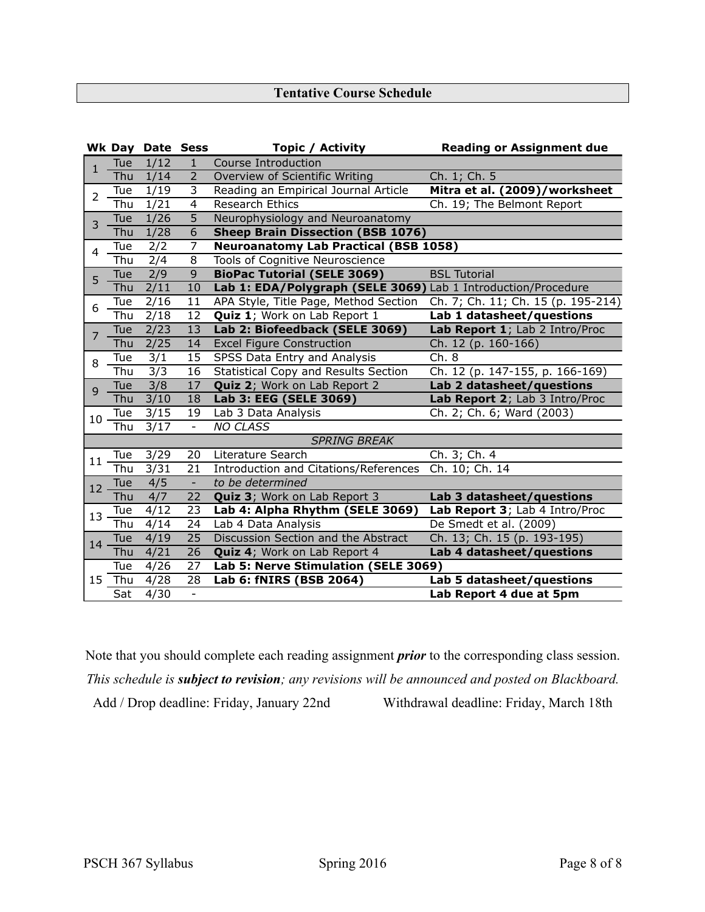## Tentative Course Schedule

| Wk | Day | Date | Sess | Topic / Activity | Reading or Assignment due |
|---|---|---|---|---|---|
| 1 | Tue | 1/12 | 1 | Course Introduction | |
| | Thu | 1/14 | 2 | Overview of Scientific Writing | Ch. 1; Ch. 5 |
| 2 | Tue | 1/19 | 3 | Reading an Empirical Journal Article | **Mitra et al. (2009)/worksheet** |
| | Thu | 1/21 | 4 | Research Ethics | Ch. 19; The Belmont Report |
| 3 | Tue | 1/26 | 5 | Neurophysiology and Neuroanatomy | |
| | Thu | 1/28 | 6 | **Sheep Brain Dissection (BSB 1076)** | |
| 4 | Tue | 2/2 | 7 | **Neuroanatomy Lab Practical (BSB 1058)** | |
| | Thu | 2/4 | 8 | Tools of Cognitive Neuroscience | |
| 5 | Tue | 2/9 | 9 | **BioPac Tutorial (SELE 3069)** | BSL Tutorial |
| | Thu | 2/11 | 10 | **Lab 1: EDA/Polygraph (SELE 3069)** | Lab 1 Introduction/Procedure |
| 6 | Tue | 2/16 | 11 | APA Style, Title Page, Method Section | Ch. 7; Ch. 11; Ch. 15 (p. 195-214) |
| | Thu | 2/18 | 12 | **Quiz 1**; Work on Lab Report 1 | **Lab 1 datasheet/questions** |
| 7 | Tue | 2/23 | 13 | **Lab 2: Biofeedback (SELE 3069)** | **Lab Report 1**; Lab 2 Intro/Proc |
| | Thu | 2/25 | 14 | Excel Figure Construction | Ch. 12 (p. 160-166) |
| 8 | Tue | 3/1 | 15 | SPSS Data Entry and Analysis | Ch. 8 |
| | Thu | 3/3 | 16 | Statistical Copy and Results Section | Ch. 12 (p. 147-155, p. 166-169) |
| 9 | Tue | 3/8 | 17 | **Quiz 2**; Work on Lab Report 2 | **Lab 2 datasheet/questions** |
| | Thu | 3/10 | 18 | **Lab 3: EEG (SELE 3069)** | **Lab Report 2**; Lab 3 Intro/Proc |
| 10 | Tue | 3/15 | 19 | Lab 3 Data Analysis | Ch. 2; Ch. 6; Ward (2003) |
| | Thu | 3/17 | - | *NO CLASS* | |
| | | | | *SPRING BREAK* | |
| 11 | Tue | 3/29 | 20 | Literature Search | Ch. 3; Ch. 4 |
| | Thu | 3/31 | 21 | Introduction and Citations/References | Ch. 10; Ch. 14 |
| 12 | Tue | 4/5 | - | *to be determined* | |
| | Thu | 4/7 | 22 | **Quiz 3**; Work on Lab Report 3 | **Lab 3 datasheet/questions** |
| 13 | Tue | 4/12 | 23 | **Lab 4: Alpha Rhythm (SELE 3069)** | **Lab Report 3**; Lab 4 Intro/Proc |
| | Thu | 4/14 | 24 | Lab 4 Data Analysis | De Smedt et al. (2009) |
| 14 | Tue | 4/19 | 25 | Discussion Section and the Abstract | Ch. 13; Ch. 15 (p. 193-195) |
| | Thu | 4/21 | 26 | **Quiz 4**; Work on Lab Report 4 | **Lab 4 datasheet/questions** |
| 15 | Tue | 4/26 | 27 | **Lab 5: Nerve Stimulation (SELE 3069)** | |
| | Thu | 4/28 | 28 | **Lab 6: fNIRS (BSB 2064)** | **Lab 5 datasheet/questions** |
| | Sat | 4/30 | - | | **Lab Report 4 due at 5pm** |

Note that you should complete each reading assignment ***prior*** to the corresponding class session.

*This schedule is **subject to revision**; any revisions will be announced and posted on Blackboard.*

Add / Drop deadline: Friday, January 22nd Withdrawal deadline: Friday, March 18th